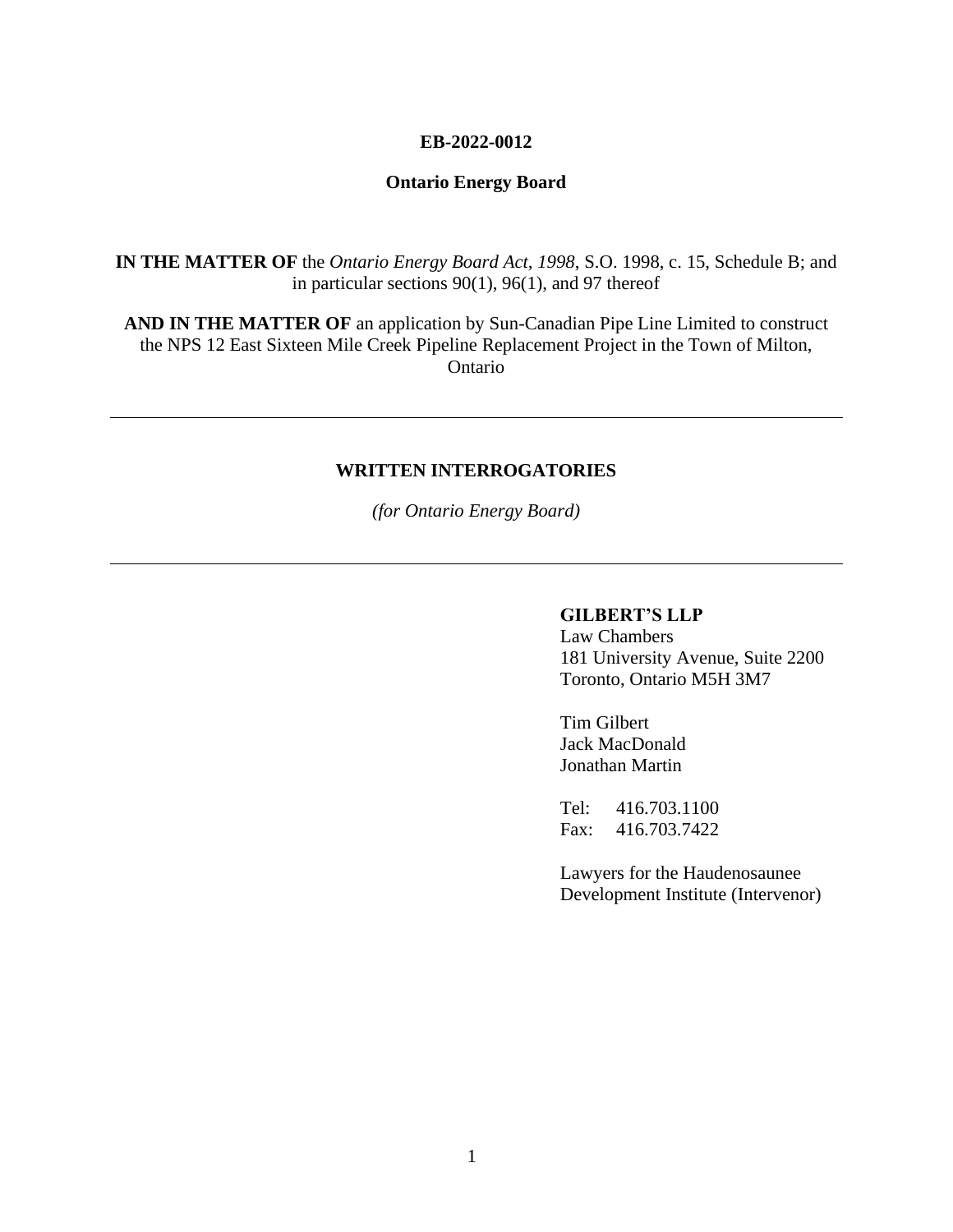**EB-2022-0012**

**Ontario Energy Board**

**IN THE MATTER OF** the *Ontario Energy Board Act, 1998*, S.O. 1998, c. 15, Schedule B; and in particular sections 90(1), 96(1), and 97 thereof

**AND IN THE MATTER OF** an application by Sun-Canadian Pipe Line Limited to construct the NPS 12 East Sixteen Mile Creek Pipeline Replacement Project in the Town of Milton, Ontario

---

**WRITTEN INTERROGATORIES**

*(for Ontario Energy Board)*

---

**GILBERT'S LLP**
Law Chambers
181 University Avenue, Suite 2200
Toronto, Ontario M5H 3M7

Tim Gilbert
Jack MacDonald
Jonathan Martin

Tel: 416.703.1100
Fax: 416.703.7422

Lawyers for the Haudenosaunee Development Institute (Intervenor)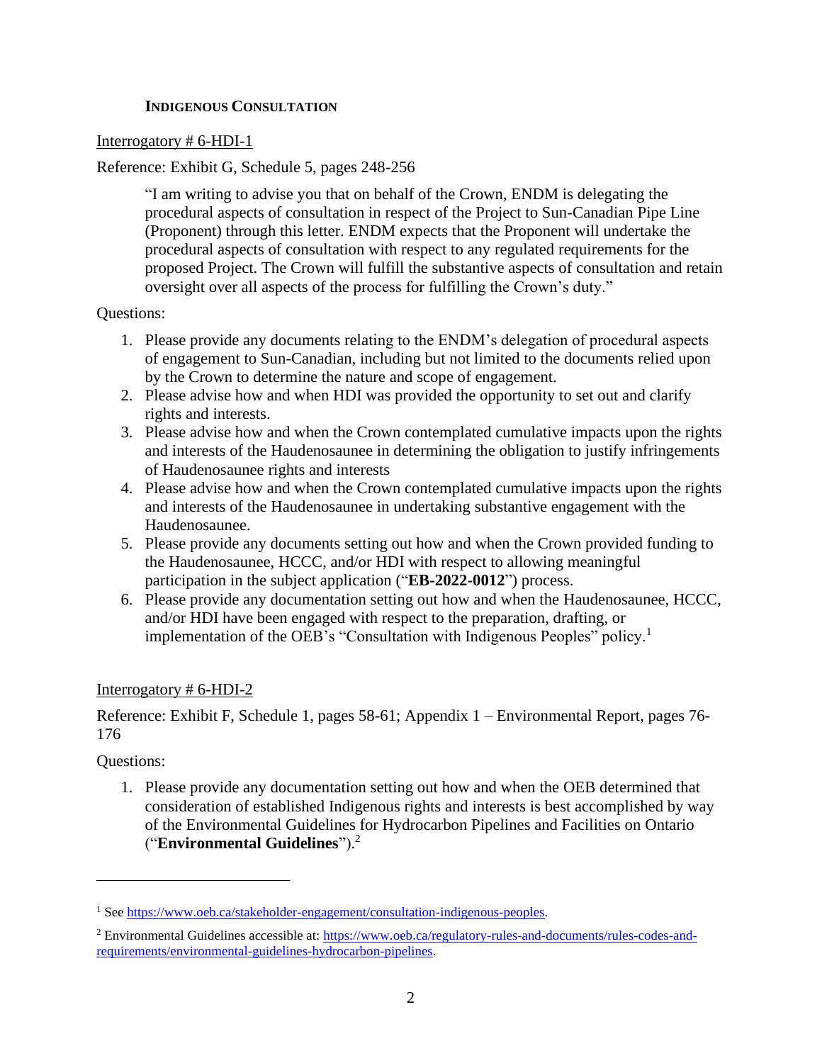## **INDIGENOUS CONSULTATION**

Interrogatory # 6-HDI-1

Reference: Exhibit G, Schedule 5, pages 248-256

> "I am writing to advise you that on behalf of the Crown, ENDM is delegating the procedural aspects of consultation in respect of the Project to Sun-Canadian Pipe Line (Proponent) through this letter. ENDM expects that the Proponent will undertake the procedural aspects of consultation with respect to any regulated requirements for the proposed Project. The Crown will fulfill the substantive aspects of consultation and retain oversight over all aspects of the process for fulfilling the Crown's duty."

Questions:

1. Please provide any documents relating to the ENDM's delegation of procedural aspects of engagement to Sun-Canadian, including but not limited to the documents relied upon by the Crown to determine the nature and scope of engagement.
2. Please advise how and when HDI was provided the opportunity to set out and clarify rights and interests.
3. Please advise how and when the Crown contemplated cumulative impacts upon the rights and interests of the Haudenosaunee in determining the obligation to justify infringements of Haudenosaunee rights and interests
4. Please advise how and when the Crown contemplated cumulative impacts upon the rights and interests of the Haudenosaunee in undertaking substantive engagement with the Haudenosaunee.
5. Please provide any documents setting out how and when the Crown provided funding to the Haudenosaunee, HCCC, and/or HDI with respect to allowing meaningful participation in the subject application ("**EB-2022-0012**") process.
6. Please provide any documentation setting out how and when the Haudenosaunee, HCCC, and/or HDI have been engaged with respect to the preparation, drafting, or implementation of the OEB's "Consultation with Indigenous Peoples" policy.[1]

Interrogatory # 6-HDI-2

Reference: Exhibit F, Schedule 1, pages 58-61; Appendix 1 – Environmental Report, pages 76-176

Questions:

1. Please provide any documentation setting out how and when the OEB determined that consideration of established Indigenous rights and interests is best accomplished by way of the Environmental Guidelines for Hydrocarbon Pipelines and Facilities on Ontario ("**Environmental Guidelines**").[2]

---

[1] See https://www.oeb.ca/stakeholder-engagement/consultation-indigenous-peoples.

[2] Environmental Guidelines accessible at: https://www.oeb.ca/regulatory-rules-and-documents/rules-codes-and-requirements/environmental-guidelines-hydrocarbon-pipelines.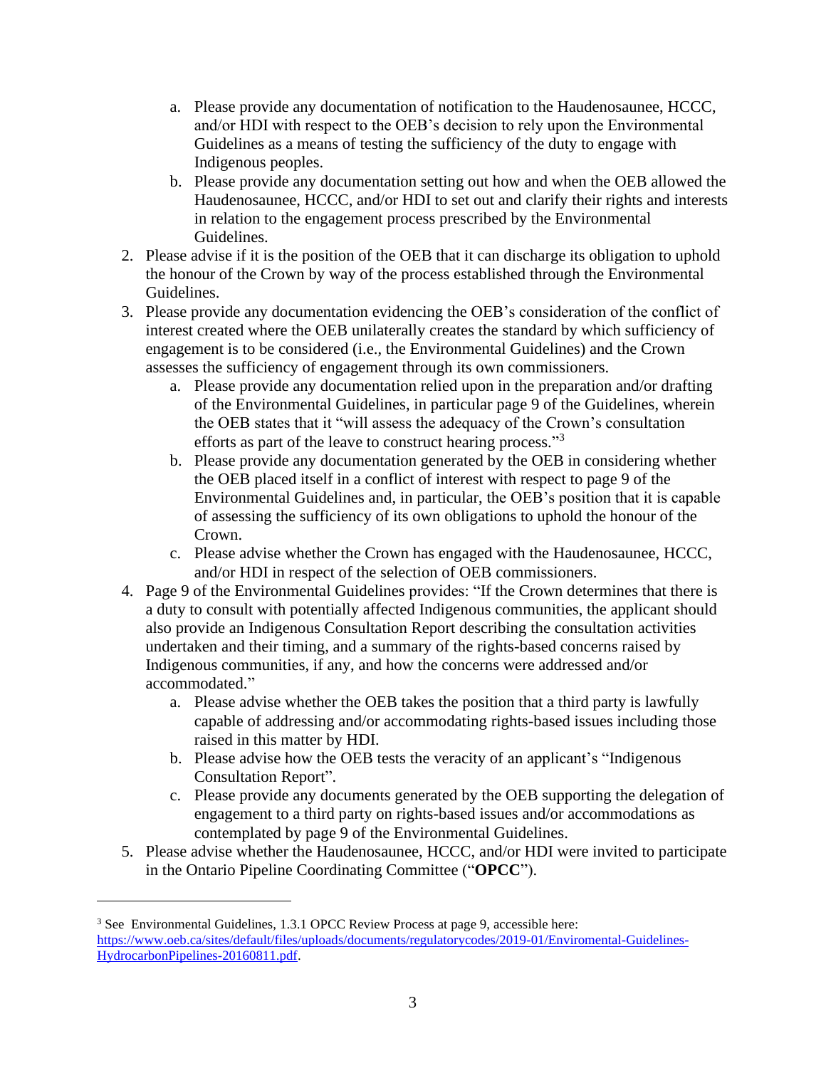a. Please provide any documentation of notification to the Haudenosaunee, HCCC, and/or HDI with respect to the OEB's decision to rely upon the Environmental Guidelines as a means of testing the sufficiency of the duty to engage with Indigenous peoples.
   b. Please provide any documentation setting out how and when the OEB allowed the Haudenosaunee, HCCC, and/or HDI to set out and clarify their rights and interests in relation to the engagement process prescribed by the Environmental Guidelines.
2. Please advise if it is the position of the OEB that it can discharge its obligation to uphold the honour of the Crown by way of the process established through the Environmental Guidelines.
3. Please provide any documentation evidencing the OEB's consideration of the conflict of interest created where the OEB unilaterally creates the standard by which sufficiency of engagement is to be considered (i.e., the Environmental Guidelines) and the Crown assesses the sufficiency of engagement through its own commissioners.
   a. Please provide any documentation relied upon in the preparation and/or drafting of the Environmental Guidelines, in particular page 9 of the Guidelines, wherein the OEB states that it "will assess the adequacy of the Crown's consultation efforts as part of the leave to construct hearing process."[3]
   b. Please provide any documentation generated by the OEB in considering whether the OEB placed itself in a conflict of interest with respect to page 9 of the Environmental Guidelines and, in particular, the OEB's position that it is capable of assessing the sufficiency of its own obligations to uphold the honour of the Crown.
   c. Please advise whether the Crown has engaged with the Haudenosaunee, HCCC, and/or HDI in respect of the selection of OEB commissioners.
4. Page 9 of the Environmental Guidelines provides: "If the Crown determines that there is a duty to consult with potentially affected Indigenous communities, the applicant should also provide an Indigenous Consultation Report describing the consultation activities undertaken and their timing, and a summary of the rights-based concerns raised by Indigenous communities, if any, and how the concerns were addressed and/or accommodated."
   a. Please advise whether the OEB takes the position that a third party is lawfully capable of addressing and/or accommodating rights-based issues including those raised in this matter by HDI.
   b. Please advise how the OEB tests the veracity of an applicant's "Indigenous Consultation Report".
   c. Please provide any documents generated by the OEB supporting the delegation of engagement to a third party on rights-based issues and/or accommodations as contemplated by page 9 of the Environmental Guidelines.
5. Please advise whether the Haudenosaunee, HCCC, and/or HDI were invited to participate in the Ontario Pipeline Coordinating Committee ("**OPCC**").

---

[3] See Environmental Guidelines, 1.3.1 OPCC Review Process at page 9, accessible here: https://www.oeb.ca/sites/default/files/uploads/documents/regulatorycodes/2019-01/Enviromental-Guidelines-HydrocarbonPipelines-20160811.pdf.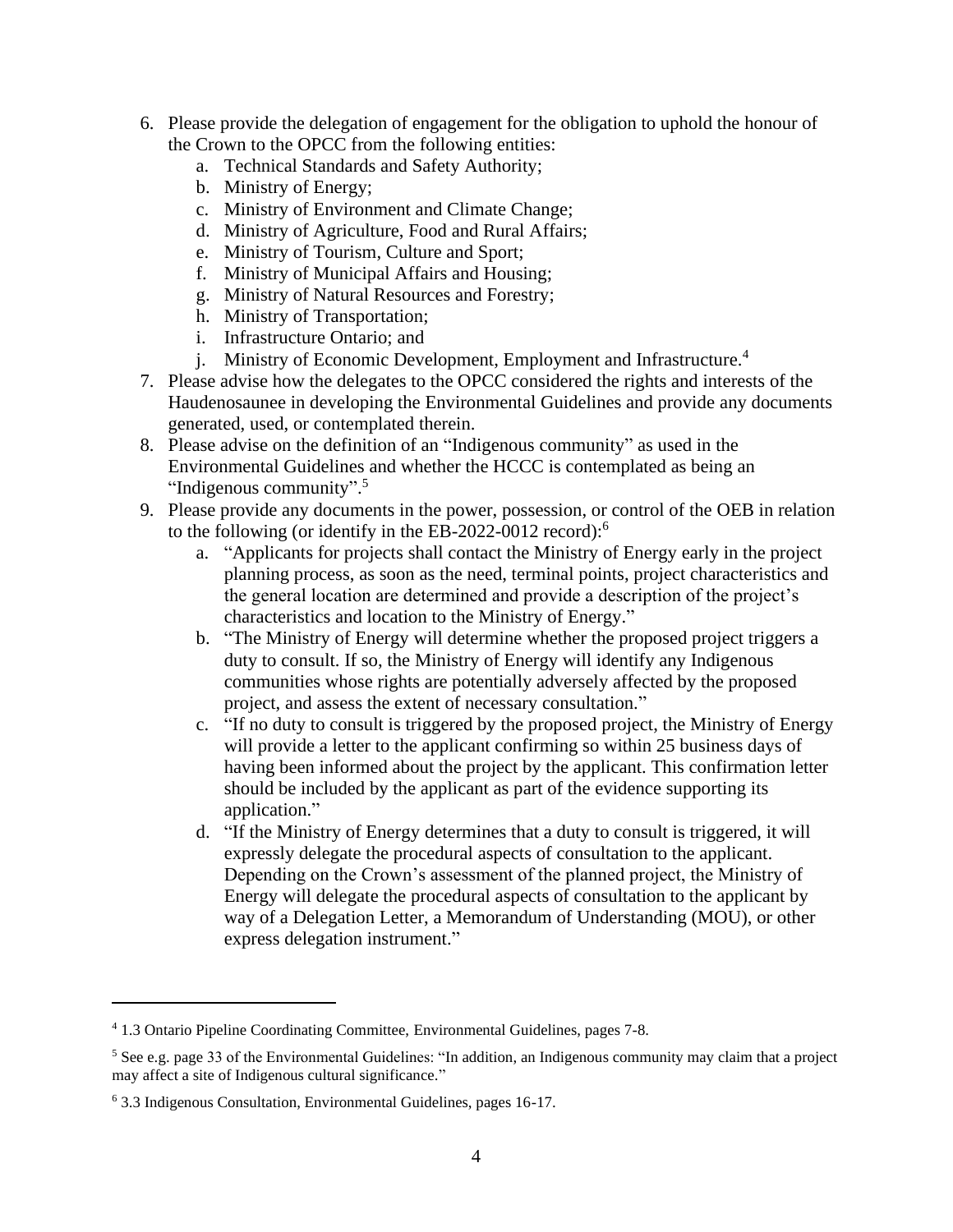6. Please provide the delegation of engagement for the obligation to uphold the honour of the Crown to the OPCC from the following entities:
   a. Technical Standards and Safety Authority;
   b. Ministry of Energy;
   c. Ministry of Environment and Climate Change;
   d. Ministry of Agriculture, Food and Rural Affairs;
   e. Ministry of Tourism, Culture and Sport;
   f. Ministry of Municipal Affairs and Housing;
   g. Ministry of Natural Resources and Forestry;
   h. Ministry of Transportation;
   i. Infrastructure Ontario; and
   j. Ministry of Economic Development, Employment and Infrastructure.[4]
7. Please advise how the delegates to the OPCC considered the rights and interests of the Haudenosaunee in developing the Environmental Guidelines and provide any documents generated, used, or contemplated therein.
8. Please advise on the definition of an "Indigenous community" as used in the Environmental Guidelines and whether the HCCC is contemplated as being an "Indigenous community".[5]
9. Please provide any documents in the power, possession, or control of the OEB in relation to the following (or identify in the EB-2022-0012 record):[6]
   a. "Applicants for projects shall contact the Ministry of Energy early in the project planning process, as soon as the need, terminal points, project characteristics and the general location are determined and provide a description of the project's characteristics and location to the Ministry of Energy."
   b. "The Ministry of Energy will determine whether the proposed project triggers a duty to consult. If so, the Ministry of Energy will identify any Indigenous communities whose rights are potentially adversely affected by the proposed project, and assess the extent of necessary consultation."
   c. "If no duty to consult is triggered by the proposed project, the Ministry of Energy will provide a letter to the applicant confirming so within 25 business days of having been informed about the project by the applicant. This confirmation letter should be included by the applicant as part of the evidence supporting its application."
   d. "If the Ministry of Energy determines that a duty to consult is triggered, it will expressly delegate the procedural aspects of consultation to the applicant. Depending on the Crown's assessment of the planned project, the Ministry of Energy will delegate the procedural aspects of consultation to the applicant by way of a Delegation Letter, a Memorandum of Understanding (MOU), or other express delegation instrument."

---

[4] 1.3 Ontario Pipeline Coordinating Committee, Environmental Guidelines, pages 7-8.

[5] See e.g. page 33 of the Environmental Guidelines: "In addition, an Indigenous community may claim that a project may affect a site of Indigenous cultural significance."

[6] 3.3 Indigenous Consultation, Environmental Guidelines, pages 16-17.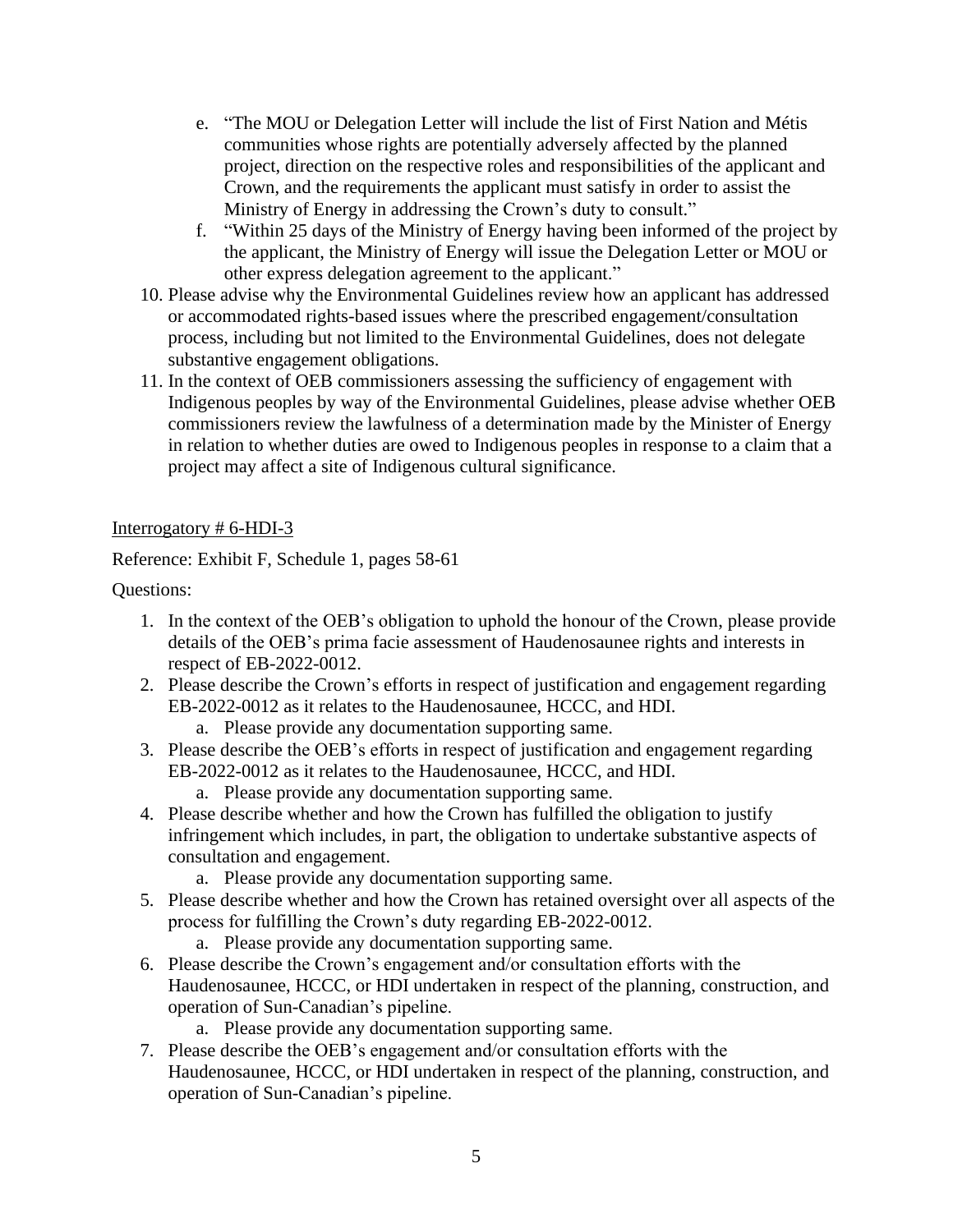e. "The MOU or Delegation Letter will include the list of First Nation and Métis communities whose rights are potentially adversely affected by the planned project, direction on the respective roles and responsibilities of the applicant and Crown, and the requirements the applicant must satisfy in order to assist the Ministry of Energy in addressing the Crown's duty to consult."

f. "Within 25 days of the Ministry of Energy having been informed of the project by the applicant, the Ministry of Energy will issue the Delegation Letter or MOU or other express delegation agreement to the applicant."

10. Please advise why the Environmental Guidelines review how an applicant has addressed or accommodated rights-based issues where the prescribed engagement/consultation process, including but not limited to the Environmental Guidelines, does not delegate substantive engagement obligations.
11. In the context of OEB commissioners assessing the sufficiency of engagement with Indigenous peoples by way of the Environmental Guidelines, please advise whether OEB commissioners review the lawfulness of a determination made by the Minister of Energy in relation to whether duties are owed to Indigenous peoples in response to a claim that a project may affect a site of Indigenous cultural significance.

Interrogatory # 6-HDI-3

Reference: Exhibit F, Schedule 1, pages 58-61

Questions:

1. In the context of the OEB's obligation to uphold the honour of the Crown, please provide details of the OEB's prima facie assessment of Haudenosaunee rights and interests in respect of EB-2022-0012.
2. Please describe the Crown's efforts in respect of justification and engagement regarding EB-2022-0012 as it relates to the Haudenosaunee, HCCC, and HDI.
   a. Please provide any documentation supporting same.
3. Please describe the OEB's efforts in respect of justification and engagement regarding EB-2022-0012 as it relates to the Haudenosaunee, HCCC, and HDI.
   a. Please provide any documentation supporting same.
4. Please describe whether and how the Crown has fulfilled the obligation to justify infringement which includes, in part, the obligation to undertake substantive aspects of consultation and engagement.
   a. Please provide any documentation supporting same.
5. Please describe whether and how the Crown has retained oversight over all aspects of the process for fulfilling the Crown's duty regarding EB-2022-0012.
   a. Please provide any documentation supporting same.
6. Please describe the Crown's engagement and/or consultation efforts with the Haudenosaunee, HCCC, or HDI undertaken in respect of the planning, construction, and operation of Sun-Canadian's pipeline.
   a. Please provide any documentation supporting same.
7. Please describe the OEB's engagement and/or consultation efforts with the Haudenosaunee, HCCC, or HDI undertaken in respect of the planning, construction, and operation of Sun-Canadian's pipeline.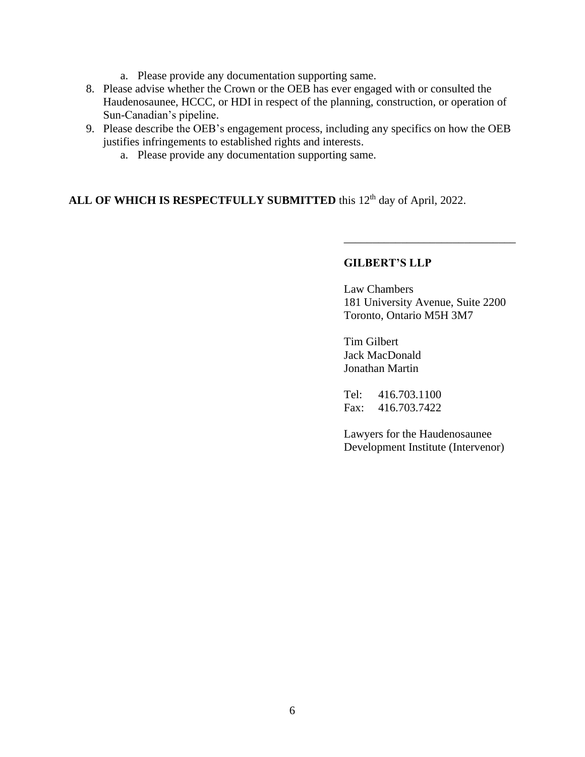a. Please provide any documentation supporting same.

8. Please advise whether the Crown or the OEB has ever engaged with or consulted the Haudenosaunee, HCCC, or HDI in respect of the planning, construction, or operation of Sun-Canadian's pipeline.
9. Please describe the OEB's engagement process, including any specifics on how the OEB justifies infringements to established rights and interests.
   a. Please provide any documentation supporting same.

**ALL OF WHICH IS RESPECTFULLY SUBMITTED** this 12th day of April, 2022.

______________________________

**GILBERT'S LLP**

Law Chambers
181 University Avenue, Suite 2200
Toronto, Ontario M5H 3M7

Tim Gilbert
Jack MacDonald
Jonathan Martin

Tel: 416.703.1100
Fax: 416.703.7422

Lawyers for the Haudenosaunee Development Institute (Intervenor)